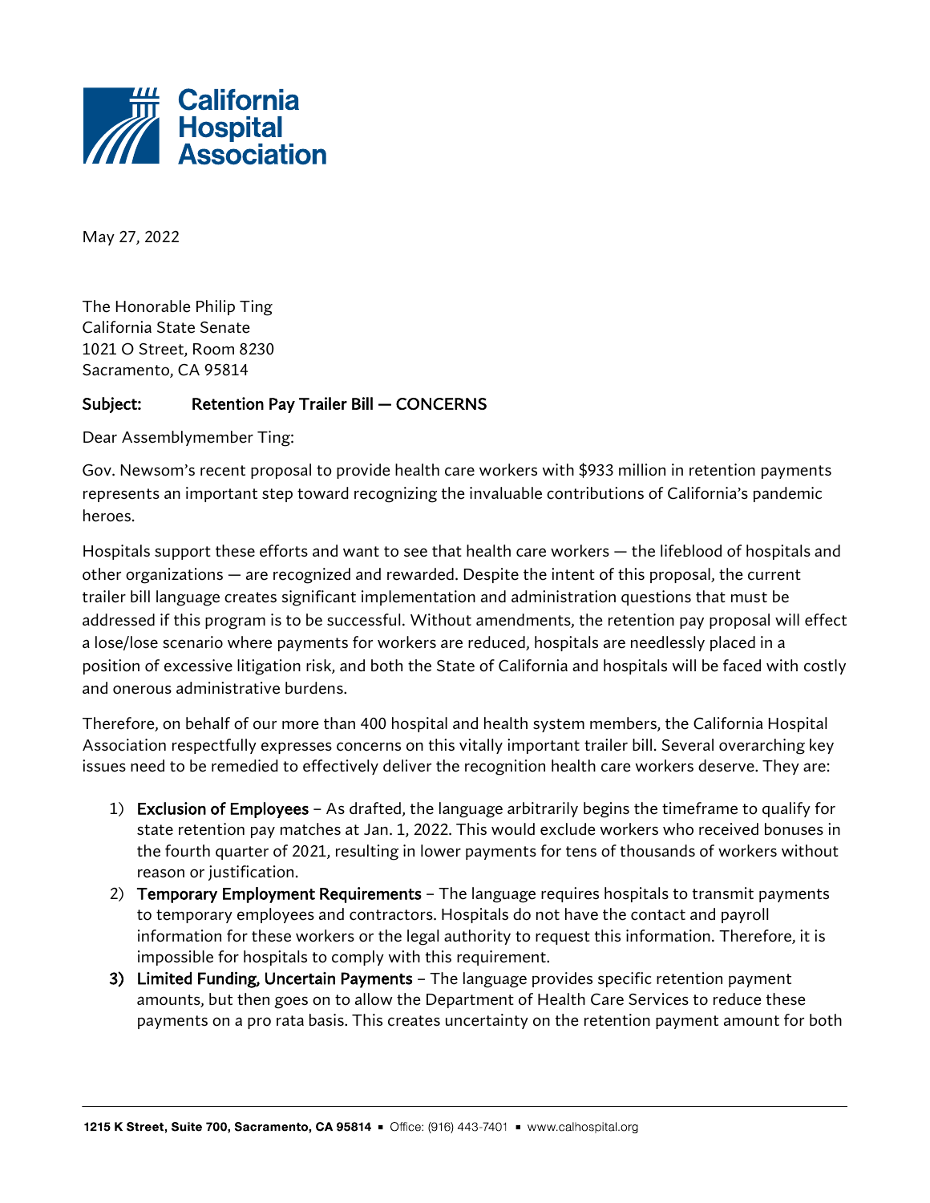**California Hospital Association**

May 27, 2022

The Honorable Philip Ting
California State Senate
1021 O Street, Room 8230
Sacramento, CA 95814

**Subject: Retention Pay Trailer Bill — CONCERNS**

Dear Assemblymember Ting:

Gov. Newsom's recent proposal to provide health care workers with $933 million in retention payments represents an important step toward recognizing the invaluable contributions of California's pandemic heroes.

Hospitals support these efforts and want to see that health care workers — the lifeblood of hospitals and other organizations — are recognized and rewarded. Despite the intent of this proposal, the current trailer bill language creates significant implementation and administration questions that must be addressed if this program is to be successful. Without amendments, the retention pay proposal will effect a lose/lose scenario where payments for workers are reduced, hospitals are needlessly placed in a position of excessive litigation risk, and both the State of California and hospitals will be faced with costly and onerous administrative burdens.

Therefore, on behalf of our more than 400 hospital and health system members, the California Hospital Association respectfully expresses concerns on this vitally important trailer bill. Several overarching key issues need to be remedied to effectively deliver the recognition health care workers deserve. They are:

1) **Exclusion of Employees** – As drafted, the language arbitrarily begins the timeframe to qualify for state retention pay matches at Jan. 1, 2022. This would exclude workers who received bonuses in the fourth quarter of 2021, resulting in lower payments for tens of thousands of workers without reason or justification.
2) **Temporary Employment Requirements** – The language requires hospitals to transmit payments to temporary employees and contractors. Hospitals do not have the contact and payroll information for these workers or the legal authority to request this information. Therefore, it is impossible for hospitals to comply with this requirement.
3) **Limited Funding, Uncertain Payments** – The language provides specific retention payment amounts, but then goes on to allow the Department of Health Care Services to reduce these payments on a pro rata basis. This creates uncertainty on the retention payment amount for both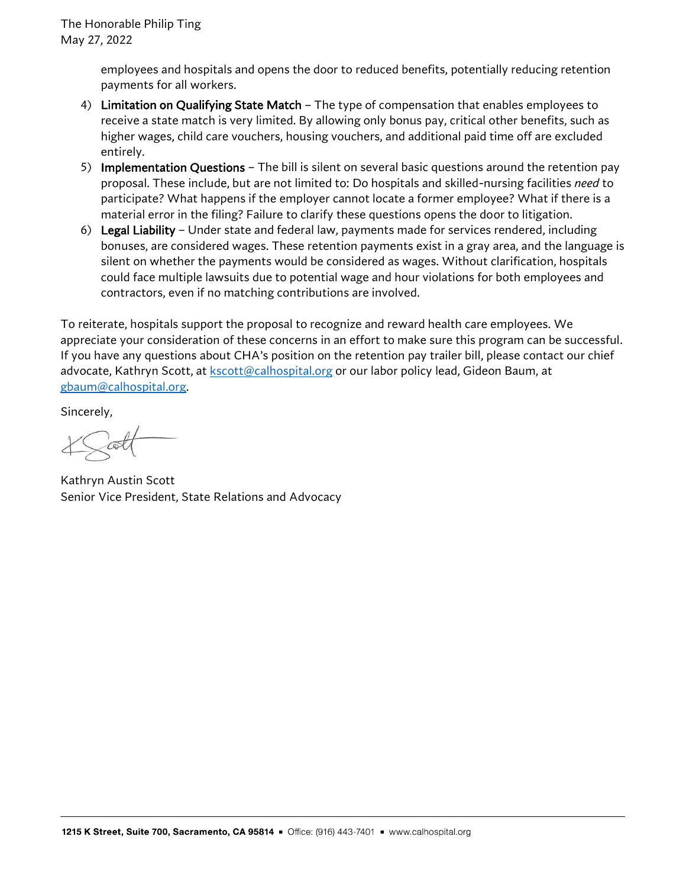employees and hospitals and opens the door to reduced benefits, potentially reducing retention payments for all workers.

4) **Limitation on Qualifying State Match** – The type of compensation that enables employees to receive a state match is very limited. By allowing only bonus pay, critical other benefits, such as higher wages, child care vouchers, housing vouchers, and additional paid time off are excluded entirely.
5) **Implementation Questions** – The bill is silent on several basic questions around the retention pay proposal. These include, but are not limited to: Do hospitals and skilled-nursing facilities *need* to participate? What happens if the employer cannot locate a former employee? What if there is a material error in the filing? Failure to clarify these questions opens the door to litigation.
6) **Legal Liability** – Under state and federal law, payments made for services rendered, including bonuses, are considered wages. These retention payments exist in a gray area, and the language is silent on whether the payments would be considered as wages. Without clarification, hospitals could face multiple lawsuits due to potential wage and hour violations for both employees and contractors, even if no matching contributions are involved.

To reiterate, hospitals support the proposal to recognize and reward health care employees. We appreciate your consideration of these concerns in an effort to make sure this program can be successful. If you have any questions about CHA's position on the retention pay trailer bill, please contact our chief advocate, Kathryn Scott, at kscott@calhospital.org or our labor policy lead, Gideon Baum, at gbaum@calhospital.org.

Sincerely,

Kathryn Austin Scott
Senior Vice President, State Relations and Advocacy

1215 K Street, Suite 700, Sacramento, CA 95814 ▪ Office: (916) 443-7401 ▪ www.calhospital.org